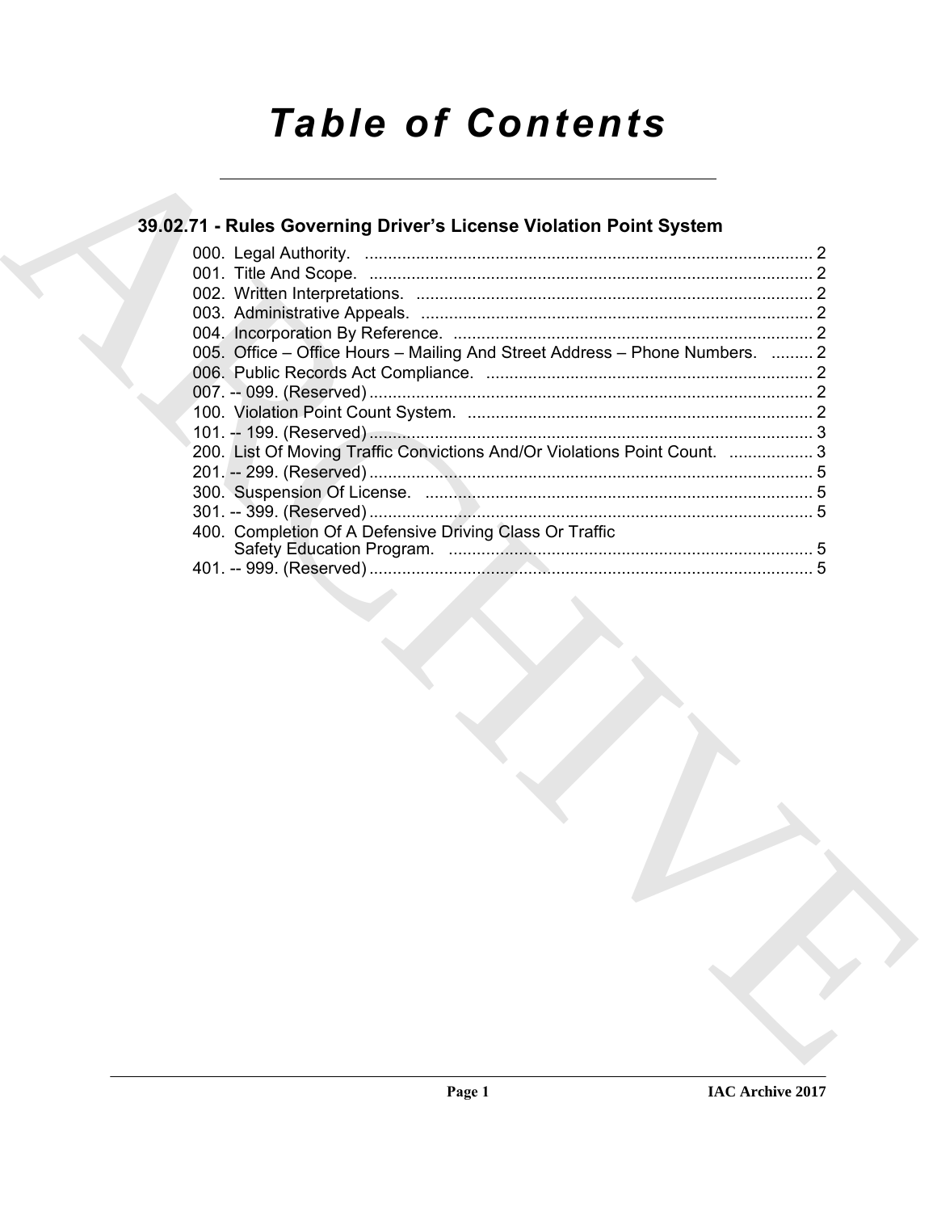# Table of Contents

## 39.02.71 - Rules Governing Driver's License Violation Point System

000. Legal Authority. ................................................................................................ 2
001. Title And Scope. ............................................................................................... 2
002. Written Interpretations. ..................................................................................... 2
003. Administrative Appeals. .................................................................................... 2
004. Incorporation By Reference. ............................................................................. 2
005. Office – Office Hours – Mailing And Street Address – Phone Numbers. ......... 2
006. Public Records Act Compliance. ...................................................................... 2
007. -- 099. (Reserved) ............................................................................................... 2
100. Violation Point Count System. .......................................................................... 2
101. -- 199. (Reserved) ............................................................................................... 3
200. List Of Moving Traffic Convictions And/Or Violations Point Count. .................. 3
201. -- 299. (Reserved) ............................................................................................... 5
300. Suspension Of License. ................................................................................... 5
301. -- 399. (Reserved) ............................................................................................... 5
400. Completion Of A Defensive Driving Class Or Traffic Safety Education Program. .............................................................................. 5
401. -- 999. (Reserved) ............................................................................................... 5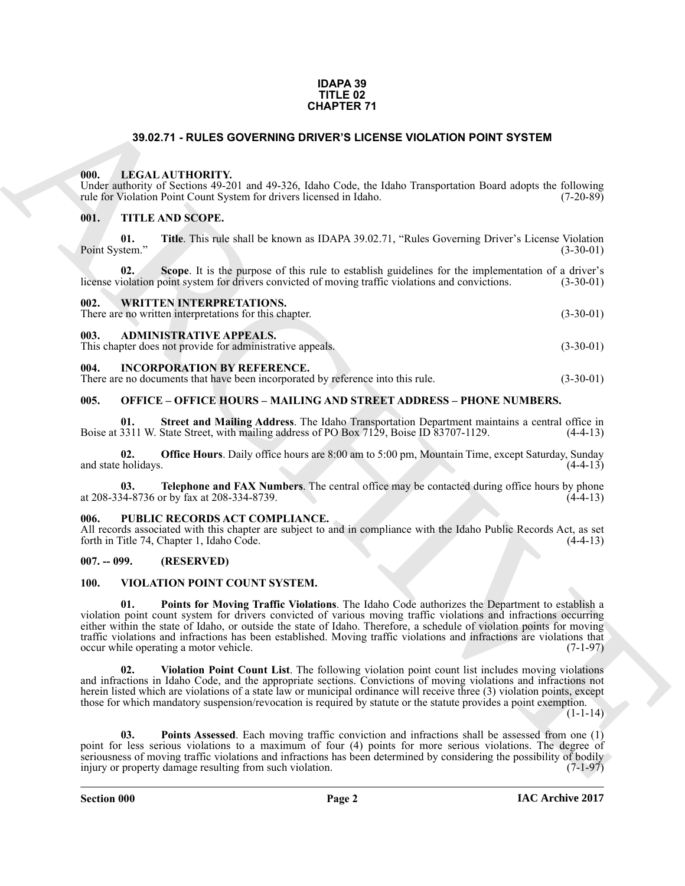**IDAPA 39**
**TITLE 02**
**CHAPTER 71**

## 39.02.71 - RULES GOVERNING DRIVER'S LICENSE VIOLATION POINT SYSTEM

### 000. LEGAL AUTHORITY.

Under authority of Sections 49-201 and 49-326, Idaho Code, the Idaho Transportation Board adopts the following rule for Violation Point Count System for drivers licensed in Idaho. (7-20-89)

### 001. TITLE AND SCOPE.

**01. Title**. This rule shall be known as IDAPA 39.02.71, "Rules Governing Driver's License Violation Point System." (3-30-01)

**02. Scope**. It is the purpose of this rule to establish guidelines for the implementation of a driver's license violation point system for drivers convicted of moving traffic violations and convictions. (3-30-01)

### 002. WRITTEN INTERPRETATIONS.

There are no written interpretations for this chapter. (3-30-01)

### 003. ADMINISTRATIVE APPEALS.

This chapter does not provide for administrative appeals. (3-30-01)

### 004. INCORPORATION BY REFERENCE.

There are no documents that have been incorporated by reference into this rule. (3-30-01)

### 005. OFFICE – OFFICE HOURS – MAILING AND STREET ADDRESS – PHONE NUMBERS.

**01. Street and Mailing Address**. The Idaho Transportation Department maintains a central office in Boise at 3311 W. State Street, with mailing address of PO Box 7129, Boise ID 83707-1129. (4-4-13)

**02. Office Hours**. Daily office hours are 8:00 am to 5:00 pm, Mountain Time, except Saturday, Sunday and state holidays. (4-4-13)

**03. Telephone and FAX Numbers**. The central office may be contacted during office hours by phone at 208-334-8736 or by fax at 208-334-8739. (4-4-13)

### 006. PUBLIC RECORDS ACT COMPLIANCE.

All records associated with this chapter are subject to and in compliance with the Idaho Public Records Act, as set forth in Title 74, Chapter 1, Idaho Code. (4-4-13)

### 007. -- 099. (RESERVED)

### 100. VIOLATION POINT COUNT SYSTEM.

**01. Points for Moving Traffic Violations**. The Idaho Code authorizes the Department to establish a violation point count system for drivers convicted of various moving traffic violations and infractions occurring either within the state of Idaho, or outside the state of Idaho. Therefore, a schedule of violation points for moving traffic violations and infractions has been established. Moving traffic violations and infractions are violations that occur while operating a motor vehicle. (7-1-97)

**02. Violation Point Count List**. The following violation point count list includes moving violations and infractions in Idaho Code, and the appropriate sections. Convictions of moving violations and infractions not herein listed which are violations of a state law or municipal ordinance will receive three (3) violation points, except those for which mandatory suspension/revocation is required by statute or the statute provides a point exemption. (1-1-14)

**03. Points Assessed**. Each moving traffic conviction and infractions shall be assessed from one (1) point for less serious violations to a maximum of four (4) points for more serious violations. The degree of seriousness of moving traffic violations and infractions has been determined by considering the possibility of bodily injury or property damage resulting from such violation. (7-1-97)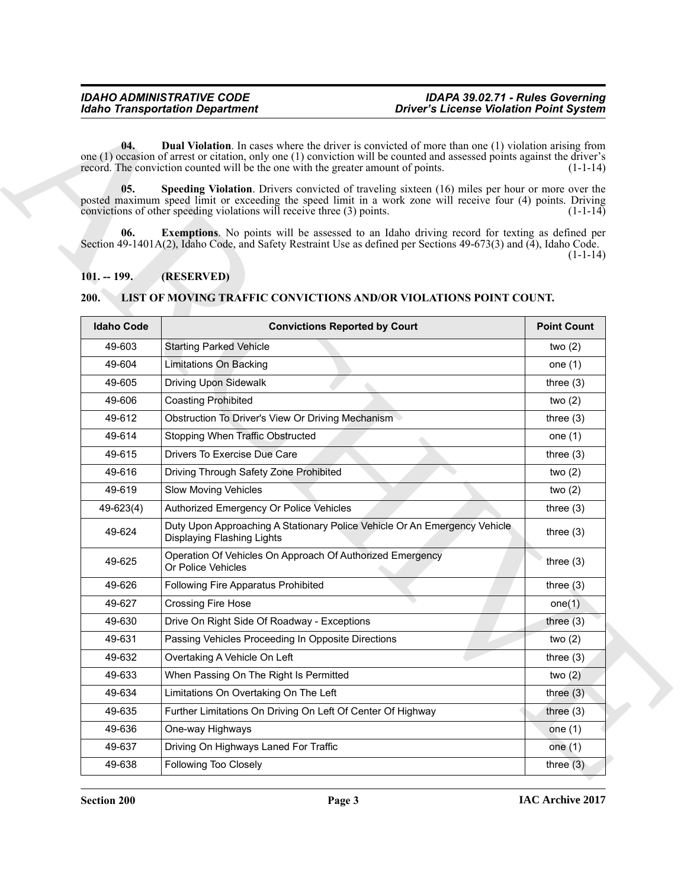**04. Dual Violation**. In cases where the driver is convicted of more than one (1) violation arising from one (1) occasion of arrest or citation, only one (1) conviction will be counted and assessed points against the driver's record. The conviction counted will be the one with the greater amount of points. (1-1-14)

**05. Speeding Violation**. Drivers convicted of traveling sixteen (16) miles per hour or more over the posted maximum speed limit or exceeding the speed limit in a work zone will receive four (4) points. Driving convictions of other speeding violations will receive three (3) points. (1-1-14)

**06. Exemptions**. No points will be assessed to an Idaho driving record for texting as defined per Section 49-1401A(2), Idaho Code, and Safety Restraint Use as defined per Sections 49-673(3) and (4), Idaho Code. (1-1-14)

## 101. -- 199. (RESERVED)

## 200. LIST OF MOVING TRAFFIC CONVICTIONS AND/OR VIOLATIONS POINT COUNT.

| Idaho Code | Convictions Reported by Court | Point Count |
|---|---|---|
| 49-603 | Starting Parked Vehicle | two (2) |
| 49-604 | Limitations On Backing | one (1) |
| 49-605 | Driving Upon Sidewalk | three (3) |
| 49-606 | Coasting Prohibited | two (2) |
| 49-612 | Obstruction To Driver's View Or Driving Mechanism | three (3) |
| 49-614 | Stopping When Traffic Obstructed | one (1) |
| 49-615 | Drivers To Exercise Due Care | three (3) |
| 49-616 | Driving Through Safety Zone Prohibited | two (2) |
| 49-619 | Slow Moving Vehicles | two (2) |
| 49-623(4) | Authorized Emergency Or Police Vehicles | three (3) |
| 49-624 | Duty Upon Approaching A Stationary Police Vehicle Or An Emergency Vehicle Displaying Flashing Lights | three (3) |
| 49-625 | Operation Of Vehicles On Approach Of Authorized Emergency Or Police Vehicles | three (3) |
| 49-626 | Following Fire Apparatus Prohibited | three (3) |
| 49-627 | Crossing Fire Hose | one(1) |
| 49-630 | Drive On Right Side Of Roadway - Exceptions | three (3) |
| 49-631 | Passing Vehicles Proceeding In Opposite Directions | two (2) |
| 49-632 | Overtaking A Vehicle On Left | three (3) |
| 49-633 | When Passing On The Right Is Permitted | two (2) |
| 49-634 | Limitations On Overtaking On The Left | three (3) |
| 49-635 | Further Limitations On Driving On Left Of Center Of Highway | three (3) |
| 49-636 | One-way Highways | one (1) |
| 49-637 | Driving On Highways Laned For Traffic | one (1) |
| 49-638 | Following Too Closely | three (3) |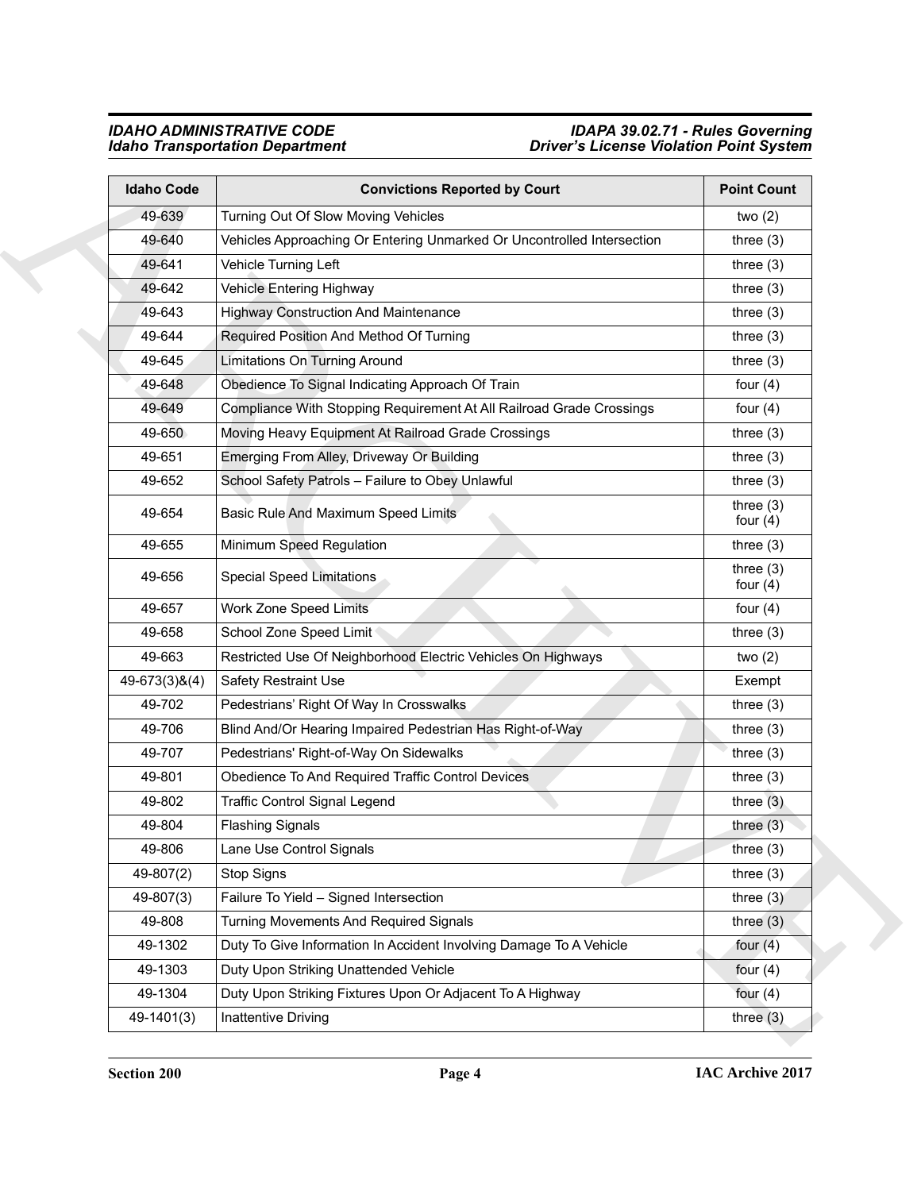| Idaho Code | Convictions Reported by Court | Point Count |
|---|---|---|
| 49-639 | Turning Out Of Slow Moving Vehicles | two (2) |
| 49-640 | Vehicles Approaching Or Entering Unmarked Or Uncontrolled Intersection | three (3) |
| 49-641 | Vehicle Turning Left | three (3) |
| 49-642 | Vehicle Entering Highway | three (3) |
| 49-643 | Highway Construction And Maintenance | three (3) |
| 49-644 | Required Position And Method Of Turning | three (3) |
| 49-645 | Limitations On Turning Around | three (3) |
| 49-648 | Obedience To Signal Indicating Approach Of Train | four (4) |
| 49-649 | Compliance With Stopping Requirement At All Railroad Grade Crossings | four (4) |
| 49-650 | Moving Heavy Equipment At Railroad Grade Crossings | three (3) |
| 49-651 | Emerging From Alley, Driveway Or Building | three (3) |
| 49-652 | School Safety Patrols – Failure to Obey Unlawful | three (3) |
| 49-654 | Basic Rule And Maximum Speed Limits | three (3)<br>four (4) |
| 49-655 | Minimum Speed Regulation | three (3) |
| 49-656 | Special Speed Limitations | three (3)<br>four (4) |
| 49-657 | Work Zone Speed Limits | four (4) |
| 49-658 | School Zone Speed Limit | three (3) |
| 49-663 | Restricted Use Of Neighborhood Electric Vehicles On Highways | two (2) |
| 49-673(3)&(4) | Safety Restraint Use | Exempt |
| 49-702 | Pedestrians' Right Of Way In Crosswalks | three (3) |
| 49-706 | Blind And/Or Hearing Impaired Pedestrian Has Right-of-Way | three (3) |
| 49-707 | Pedestrians' Right-of-Way On Sidewalks | three (3) |
| 49-801 | Obedience To And Required Traffic Control Devices | three (3) |
| 49-802 | Traffic Control Signal Legend | three (3) |
| 49-804 | Flashing Signals | three (3) |
| 49-806 | Lane Use Control Signals | three (3) |
| 49-807(2) | Stop Signs | three (3) |
| 49-807(3) | Failure To Yield – Signed Intersection | three (3) |
| 49-808 | Turning Movements And Required Signals | three (3) |
| 49-1302 | Duty To Give Information In Accident Involving Damage To A Vehicle | four (4) |
| 49-1303 | Duty Upon Striking Unattended Vehicle | four (4) |
| 49-1304 | Duty Upon Striking Fixtures Upon Or Adjacent To A Highway | four (4) |
| 49-1401(3) | Inattentive Driving | three (3) |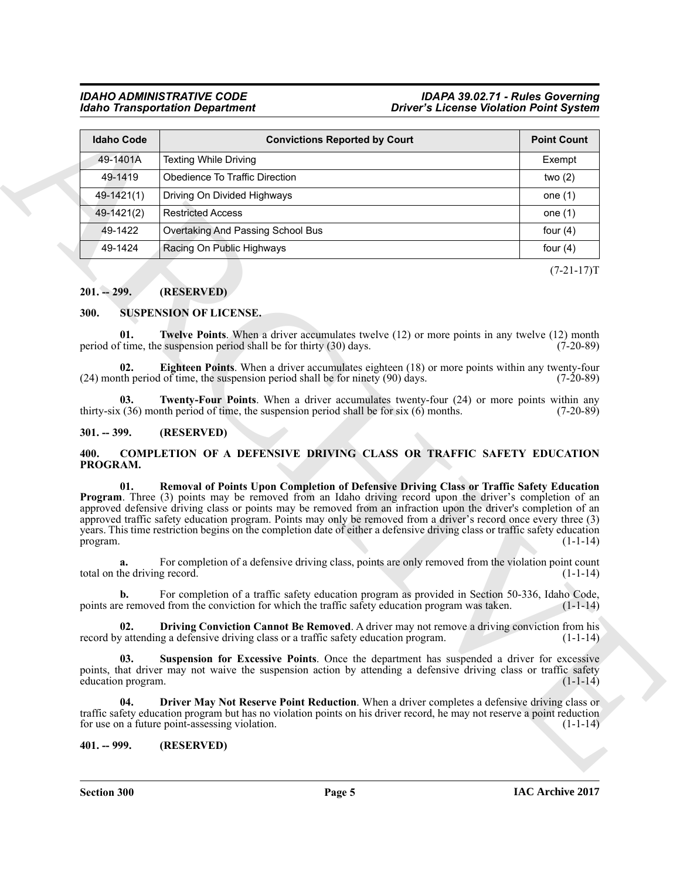| Idaho Code | Convictions Reported by Court | Point Count |
|---|---|---|
| 49-1401A | Texting While Driving | Exempt |
| 49-1419 | Obedience To Traffic Direction | two (2) |
| 49-1421(1) | Driving On Divided Highways | one (1) |
| 49-1421(2) | Restricted Access | one (1) |
| 49-1422 | Overtaking And Passing School Bus | four (4) |
| 49-1424 | Racing On Public Highways | four (4) |

(7-21-17)T

## 201. -- 299. (RESERVED)

## 300. SUSPENSION OF LICENSE.

**01. Twelve Points**. When a driver accumulates twelve (12) or more points in any twelve (12) month period of time, the suspension period shall be for thirty (30) days. (7-20-89)

**02. Eighteen Points**. When a driver accumulates eighteen (18) or more points within any twenty-four (24) month period of time, the suspension period shall be for ninety (90) days. (7-20-89)

**03. Twenty-Four Points**. When a driver accumulates twenty-four (24) or more points within any thirty-six (36) month period of time, the suspension period shall be for six (6) months. (7-20-89)

## 301. -- 399. (RESERVED)

## 400. COMPLETION OF A DEFENSIVE DRIVING CLASS OR TRAFFIC SAFETY EDUCATION PROGRAM.

**01. Removal of Points Upon Completion of Defensive Driving Class or Traffic Safety Education Program**. Three (3) points may be removed from an Idaho driving record upon the driver's completion of an approved defensive driving class or points may be removed from an infraction upon the driver's completion of an approved traffic safety education program. Points may only be removed from a driver's record once every three (3) years. This time restriction begins on the completion date of either a defensive driving class or traffic safety education program. (1-1-14)

**a.** For completion of a defensive driving class, points are only removed from the violation point count total on the driving record. (1-1-14)

**b.** For completion of a traffic safety education program as provided in Section 50-336, Idaho Code, points are removed from the conviction for which the traffic safety education program was taken. (1-1-14)

**02. Driving Conviction Cannot Be Removed**. A driver may not remove a driving conviction from his record by attending a defensive driving class or a traffic safety education program. (1-1-14)

**03. Suspension for Excessive Points**. Once the department has suspended a driver for excessive points, that driver may not waive the suspension action by attending a defensive driving class or traffic safety education program. (1-1-14)

**04. Driver May Not Reserve Point Reduction**. When a driver completes a defensive driving class or traffic safety education program but has no violation points on his driver record, he may not reserve a point reduction for use on a future point-assessing violation. (1-1-14)

## 401. -- 999. (RESERVED)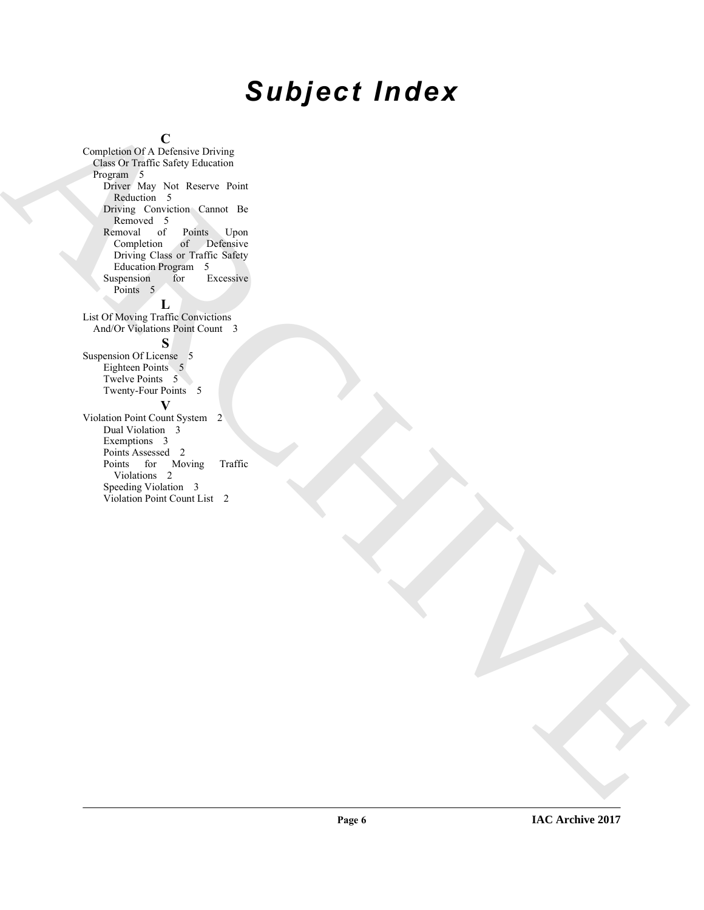# *Subject Index*

**C**

Completion Of A Defensive Driving Class Or Traffic Safety Education Program 5
- Driver May Not Reserve Point Reduction 5
- Driving Conviction Cannot Be Removed 5
- Removal of Points Upon Completion of Defensive Driving Class or Traffic Safety Education Program 5
- Suspension for Excessive Points 5

**L**

List Of Moving Traffic Convictions And/Or Violations Point Count 3

**S**

Suspension Of License 5
- Eighteen Points 5
- Twelve Points 5
- Twenty-Four Points 5

**V**

Violation Point Count System 2
- Dual Violation 3
- Exemptions 3
- Points Assessed 2
- Points for Moving Traffic Violations 2
- Speeding Violation 3
- Violation Point Count List 2